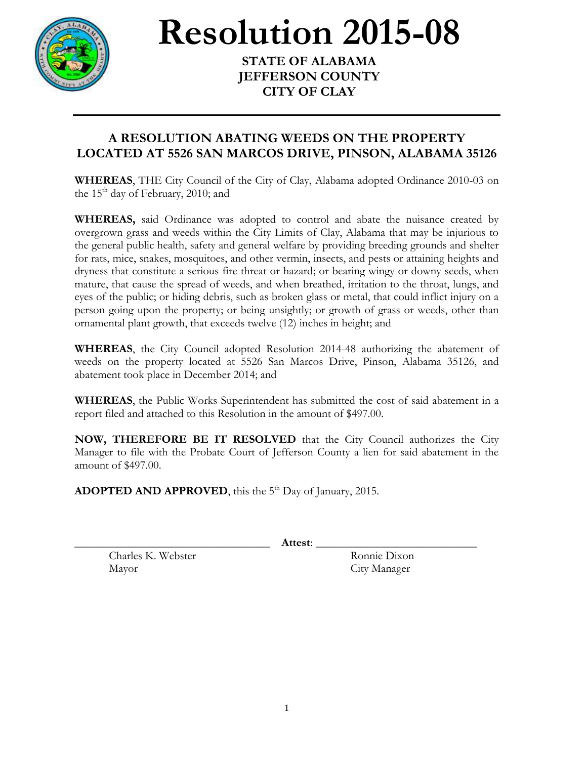# Resolution 2015-08

**STATE OF ALABAMA**
**JEFFERSON COUNTY**
**CITY OF CLAY**

---

## A RESOLUTION ABATING WEEDS ON THE PROPERTY LOCATED AT 5526 SAN MARCOS DRIVE, PINSON, ALABAMA 35126

**WHEREAS**, THE City Council of the City of Clay, Alabama adopted Ordinance 2010-03 on the 15th day of February, 2010; and

**WHEREAS,** said Ordinance was adopted to control and abate the nuisance created by overgrown grass and weeds within the City Limits of Clay, Alabama that may be injurious to the general public health, safety and general welfare by providing breeding grounds and shelter for rats, mice, snakes, mosquitoes, and other vermin, insects, and pests or attaining heights and dryness that constitute a serious fire threat or hazard; or bearing wingy or downy seeds, when mature, that cause the spread of weeds, and when breathed, irritation to the throat, lungs, and eyes of the public; or hiding debris, such as broken glass or metal, that could inflict injury on a person going upon the property; or being unsightly; or growth of grass or weeds, other than ornamental plant growth, that exceeds twelve (12) inches in height; and

**WHEREAS**, the City Council adopted Resolution 2014-48 authorizing the abatement of weeds on the property located at 5526 San Marcos Drive, Pinson, Alabama 35126, and abatement took place in December 2014; and

**WHEREAS**, the Public Works Superintendent has submitted the cost of said abatement in a report filed and attached to this Resolution in the amount of $497.00.

**NOW, THEREFORE BE IT RESOLVED** that the City Council authorizes the City Manager to file with the Probate Court of Jefferson County a lien for said abatement in the amount of $497.00.

**ADOPTED AND APPROVED**, this the 5th Day of January, 2015.

\_\_\_\_\_\_\_\_\_\_\_\_\_\_\_\_\_\_\_\_\_\_\_\_\_\_\_\_\_\_\_\_ **Attest**: \_\_\_\_\_\_\_\_\_\_\_\_\_\_\_\_\_\_\_\_\_\_\_\_\_\_\_\_\_\_\_\_

Charles K. Webster
Mayor

Ronnie Dixon
City Manager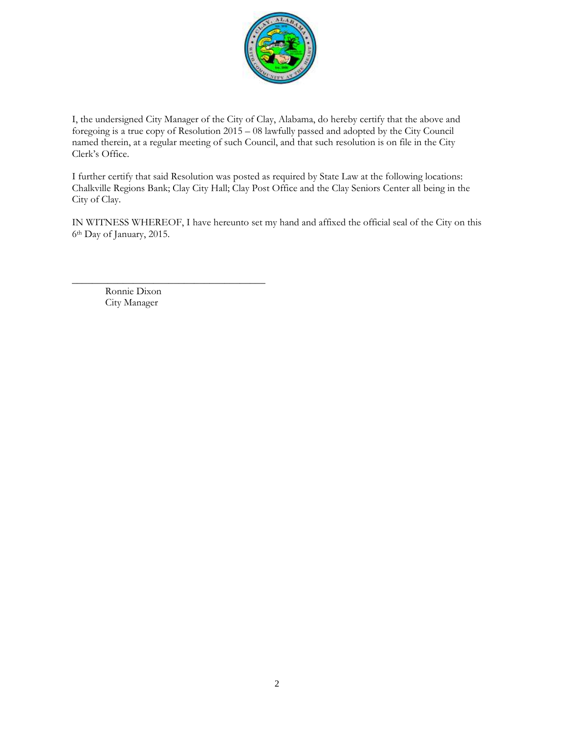I, the undersigned City Manager of the City of Clay, Alabama, do hereby certify that the above and foregoing is a true copy of Resolution 2015 – 08 lawfully passed and adopted by the City Council named therein, at a regular meeting of such Council, and that such resolution is on file in the City Clerk's Office.

I further certify that said Resolution was posted as required by State Law at the following locations: Chalkville Regions Bank; Clay City Hall; Clay Post Office and the Clay Seniors Center all being in the City of Clay.

IN WITNESS WHEREOF, I have hereunto set my hand and affixed the official seal of the City on this 6th Day of January, 2015.

\_\_\_\_\_\_\_\_\_\_\_\_\_\_\_\_\_\_\_\_\_\_\_\_\_\_\_\_\_\_\_\_\_\_\_\_\_\_\_\_

Ronnie Dixon
City Manager